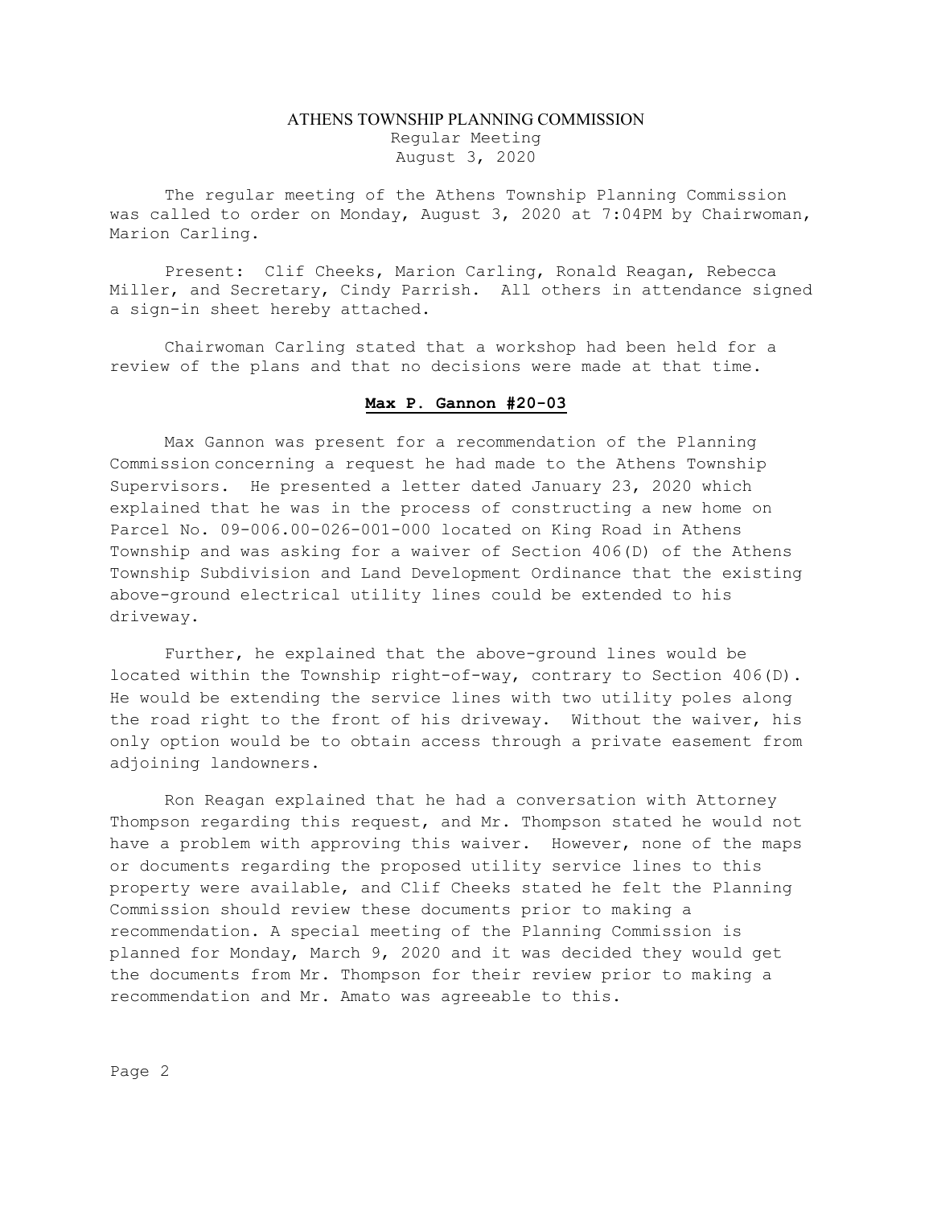# ATHENS TOWNSHIP PLANNING COMMISSION

Regular Meeting
August 3, 2020

The regular meeting of the Athens Township Planning Commission was called to order on Monday, August 3, 2020 at 7:04PM by Chairwoman, Marion Carling.

Present: Clif Cheeks, Marion Carling, Ronald Reagan, Rebecca Miller, and Secretary, Cindy Parrish. All others in attendance signed a sign-in sheet hereby attached.

Chairwoman Carling stated that a workshop had been held for a review of the plans and that no decisions were made at that time.

## Max P. Gannon #20-03

Max Gannon was present for a recommendation of the Planning Commission concerning a request he had made to the Athens Township Supervisors. He presented a letter dated January 23, 2020 which explained that he was in the process of constructing a new home on Parcel No. 09-006.00-026-001-000 located on King Road in Athens Township and was asking for a waiver of Section 406(D) of the Athens Township Subdivision and Land Development Ordinance that the existing above-ground electrical utility lines could be extended to his driveway.

Further, he explained that the above-ground lines would be located within the Township right-of-way, contrary to Section 406(D). He would be extending the service lines with two utility poles along the road right to the front of his driveway. Without the waiver, his only option would be to obtain access through a private easement from adjoining landowners.

Ron Reagan explained that he had a conversation with Attorney Thompson regarding this request, and Mr. Thompson stated he would not have a problem with approving this waiver. However, none of the maps or documents regarding the proposed utility service lines to this property were available, and Clif Cheeks stated he felt the Planning Commission should review these documents prior to making a recommendation. A special meeting of the Planning Commission is planned for Monday, March 9, 2020 and it was decided they would get the documents from Mr. Thompson for their review prior to making a recommendation and Mr. Amato was agreeable to this.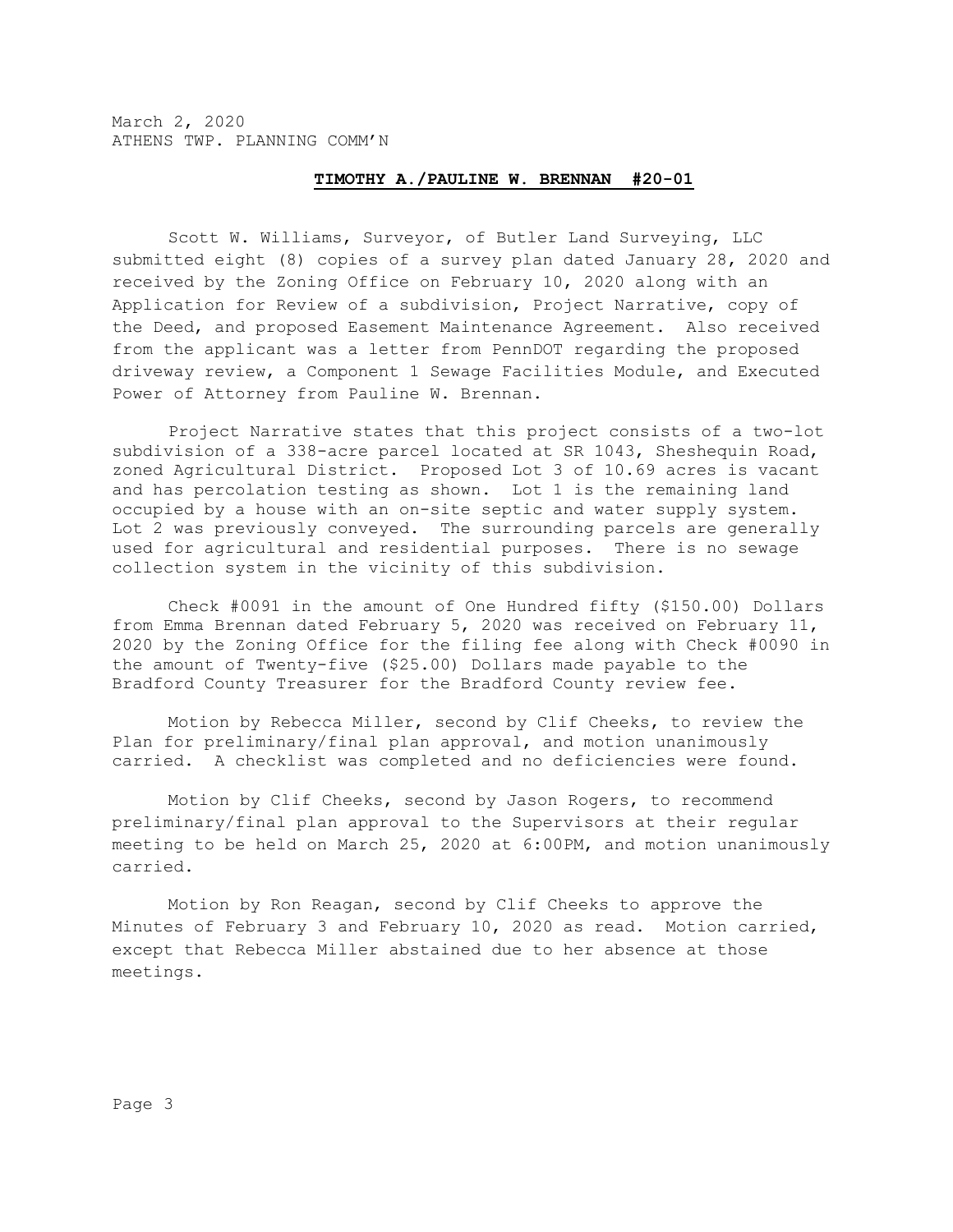March 2, 2020
ATHENS TWP. PLANNING COMM'N

**TIMOTHY A./PAULINE W. BRENNAN #20-01**

Scott W. Williams, Surveyor, of Butler Land Surveying, LLC submitted eight (8) copies of a survey plan dated January 28, 2020 and received by the Zoning Office on February 10, 2020 along with an Application for Review of a subdivision, Project Narrative, copy of the Deed, and proposed Easement Maintenance Agreement. Also received from the applicant was a letter from PennDOT regarding the proposed driveway review, a Component 1 Sewage Facilities Module, and Executed Power of Attorney from Pauline W. Brennan.

Project Narrative states that this project consists of a two-lot subdivision of a 338-acre parcel located at SR 1043, Sheshequin Road, zoned Agricultural District. Proposed Lot 3 of 10.69 acres is vacant and has percolation testing as shown. Lot 1 is the remaining land occupied by a house with an on-site septic and water supply system. Lot 2 was previously conveyed. The surrounding parcels are generally used for agricultural and residential purposes. There is no sewage collection system in the vicinity of this subdivision.

Check #0091 in the amount of One Hundred fifty ($150.00) Dollars from Emma Brennan dated February 5, 2020 was received on February 11, 2020 by the Zoning Office for the filing fee along with Check #0090 in the amount of Twenty-five ($25.00) Dollars made payable to the Bradford County Treasurer for the Bradford County review fee.

Motion by Rebecca Miller, second by Clif Cheeks, to review the Plan for preliminary/final plan approval, and motion unanimously carried. A checklist was completed and no deficiencies were found.

Motion by Clif Cheeks, second by Jason Rogers, to recommend preliminary/final plan approval to the Supervisors at their regular meeting to be held on March 25, 2020 at 6:00PM, and motion unanimously carried.

Motion by Ron Reagan, second by Clif Cheeks to approve the Minutes of February 3 and February 10, 2020 as read. Motion carried, except that Rebecca Miller abstained due to her absence at those meetings.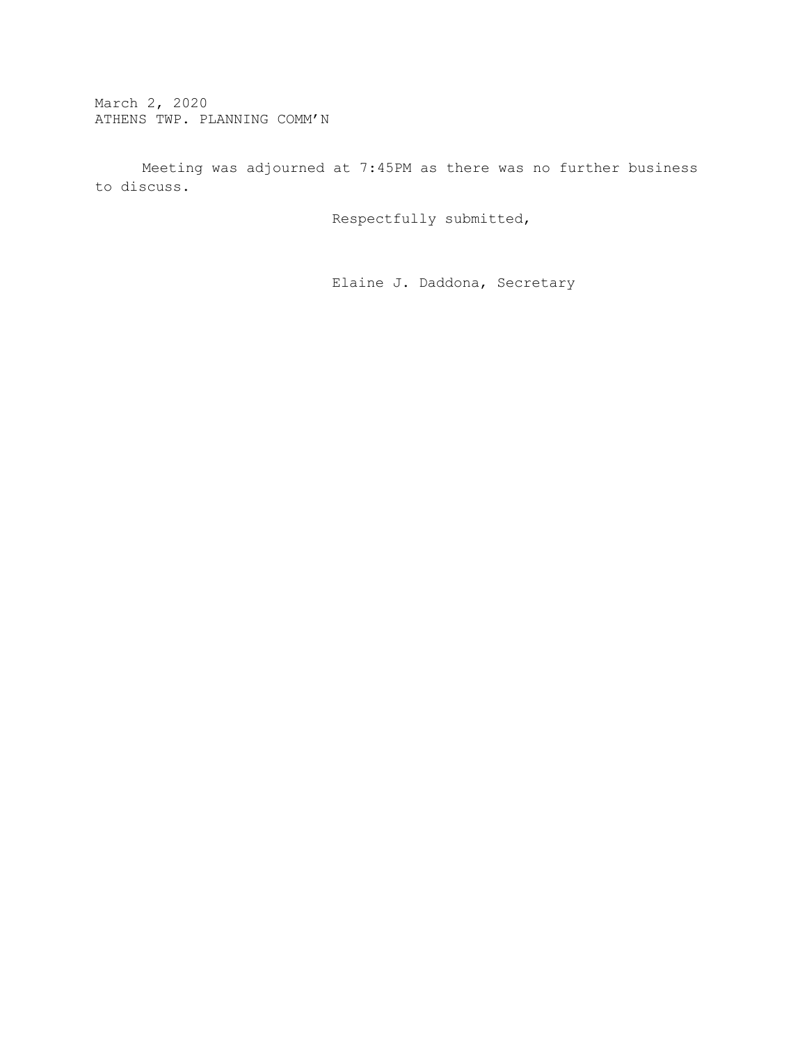Meeting was adjourned at 7:45PM as there was no further business to discuss.

Respectfully submitted,

Elaine J. Daddona, Secretary